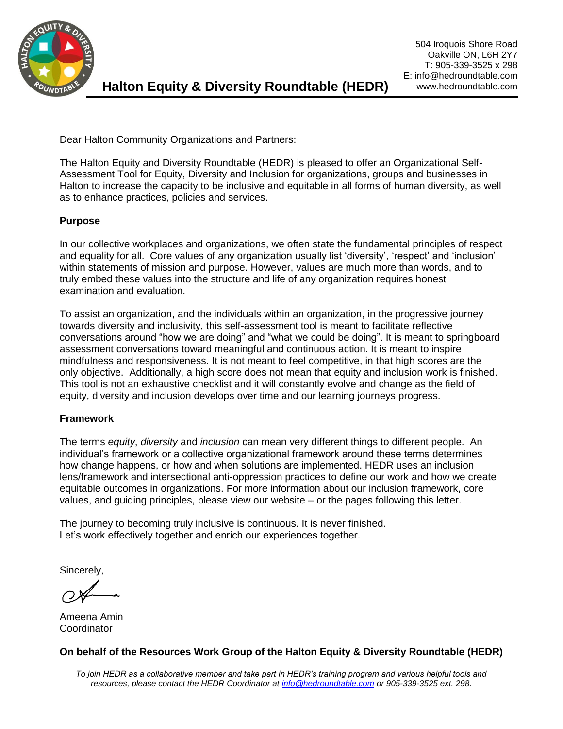# Halton Equity & Diversity Roundtable (HEDR)

504 Iroquois Shore Road
Oakville ON, L6H 2Y7
T: 905-339-3525 x 298
E: info@hedroundtable.com
www.hedroundtable.com

Dear Halton Community Organizations and Partners:

The Halton Equity and Diversity Roundtable (HEDR) is pleased to offer an Organizational Self-Assessment Tool for Equity, Diversity and Inclusion for organizations, groups and businesses in Halton to increase the capacity to be inclusive and equitable in all forms of human diversity, as well as to enhance practices, policies and services.

**Purpose**

In our collective workplaces and organizations, we often state the fundamental principles of respect and equality for all. Core values of any organization usually list 'diversity', 'respect' and 'inclusion' within statements of mission and purpose. However, values are much more than words, and to truly embed these values into the structure and life of any organization requires honest examination and evaluation.

To assist an organization, and the individuals within an organization, in the progressive journey towards diversity and inclusivity, this self-assessment tool is meant to facilitate reflective conversations around "how we are doing" and "what we could be doing". It is meant to springboard assessment conversations toward meaningful and continuous action. It is meant to inspire mindfulness and responsiveness. It is not meant to feel competitive, in that high scores are the only objective. Additionally, a high score does not mean that equity and inclusion work is finished. This tool is not an exhaustive checklist and it will constantly evolve and change as the field of equity, diversity and inclusion develops over time and our learning journeys progress.

**Framework**

The terms *equity*, *diversity* and *inclusion* can mean very different things to different people. An individual's framework or a collective organizational framework around these terms determines how change happens, or how and when solutions are implemented. HEDR uses an inclusion lens/framework and intersectional anti-oppression practices to define our work and how we create equitable outcomes in organizations. For more information about our inclusion framework, core values, and guiding principles, please view our website – or the pages following this letter.

The journey to becoming truly inclusive is continuous. It is never finished.
Let's work effectively together and enrich our experiences together.

Sincerely,

Ameena Amin
Coordinator

**On behalf of the Resources Work Group of the Halton Equity & Diversity Roundtable (HEDR)**

*To join HEDR as a collaborative member and take part in HEDR's training program and various helpful tools and resources, please contact the HEDR Coordinator at info@hedroundtable.com or 905-339-3525 ext. 298.*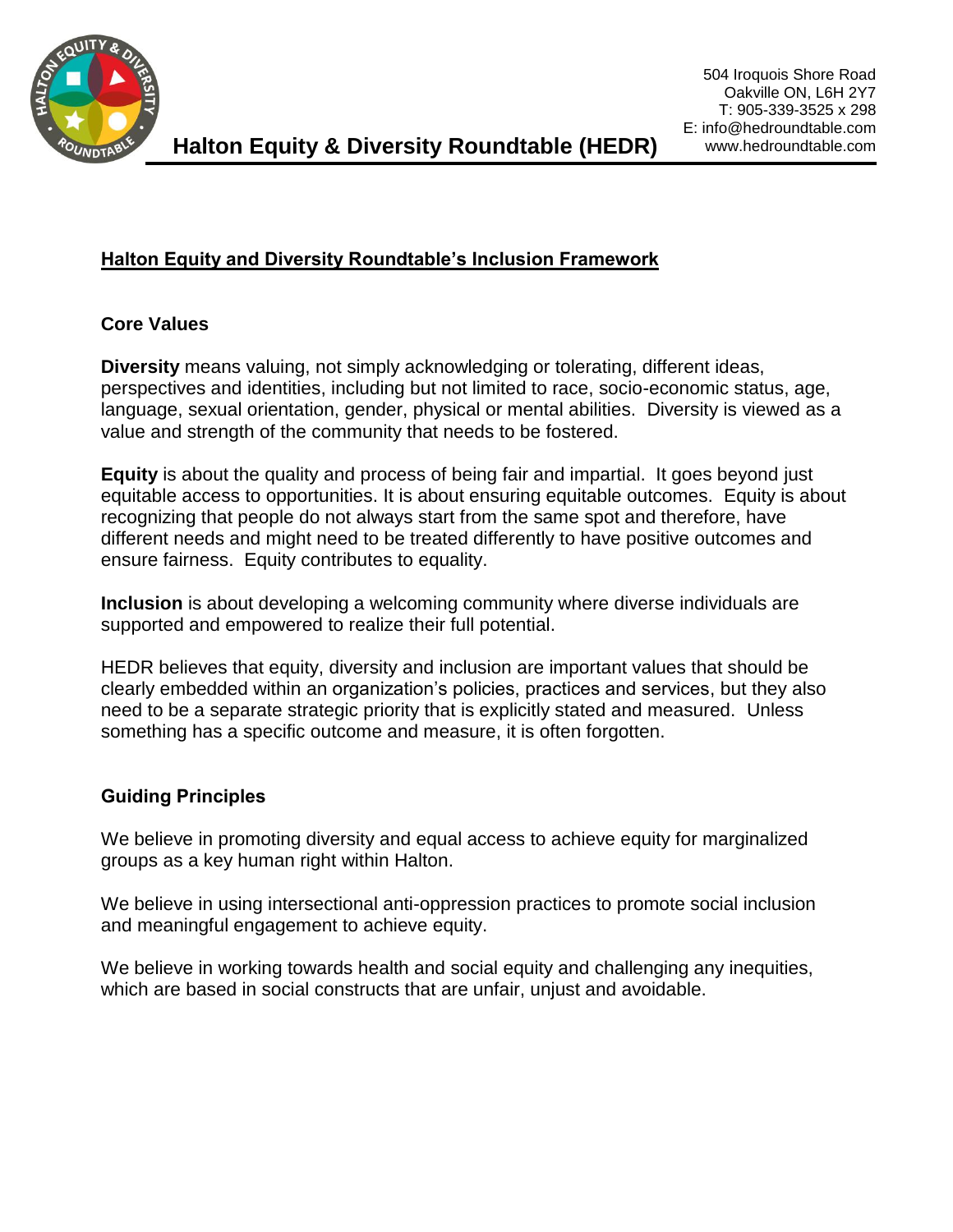**Halton Equity & Diversity Roundtable (HEDR)**

504 Iroquois Shore Road
Oakville ON, L6H 2Y7
T: 905-339-3525 x 298
E: info@hedroundtable.com
www.hedroundtable.com

## Halton Equity and Diversity Roundtable's Inclusion Framework

### Core Values

**Diversity** means valuing, not simply acknowledging or tolerating, different ideas, perspectives and identities, including but not limited to race, socio-economic status, age, language, sexual orientation, gender, physical or mental abilities. Diversity is viewed as a value and strength of the community that needs to be fostered.

**Equity** is about the quality and process of being fair and impartial. It goes beyond just equitable access to opportunities. It is about ensuring equitable outcomes. Equity is about recognizing that people do not always start from the same spot and therefore, have different needs and might need to be treated differently to have positive outcomes and ensure fairness. Equity contributes to equality.

**Inclusion** is about developing a welcoming community where diverse individuals are supported and empowered to realize their full potential.

HEDR believes that equity, diversity and inclusion are important values that should be clearly embedded within an organization's policies, practices and services, but they also need to be a separate strategic priority that is explicitly stated and measured. Unless something has a specific outcome and measure, it is often forgotten.

### Guiding Principles

We believe in promoting diversity and equal access to achieve equity for marginalized groups as a key human right within Halton.

We believe in using intersectional anti-oppression practices to promote social inclusion and meaningful engagement to achieve equity.

We believe in working towards health and social equity and challenging any inequities, which are based in social constructs that are unfair, unjust and avoidable.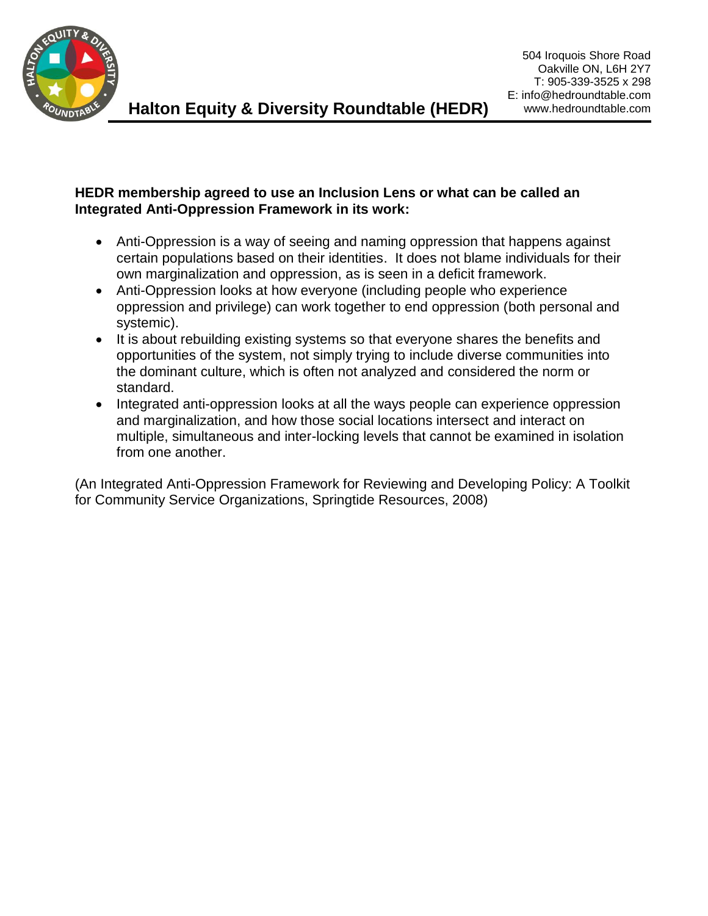# Halton Equity & Diversity Roundtable (HEDR)

504 Iroquois Shore Road
Oakville ON, L6H 2Y7
T: 905-339-3525 x 298
E: info@hedroundtable.com
www.hedroundtable.com

**HEDR membership agreed to use an Inclusion Lens or what can be called an Integrated Anti-Oppression Framework in its work:**

- Anti-Oppression is a way of seeing and naming oppression that happens against certain populations based on their identities. It does not blame individuals for their own marginalization and oppression, as is seen in a deficit framework.
- Anti-Oppression looks at how everyone (including people who experience oppression and privilege) can work together to end oppression (both personal and systemic).
- It is about rebuilding existing systems so that everyone shares the benefits and opportunities of the system, not simply trying to include diverse communities into the dominant culture, which is often not analyzed and considered the norm or standard.
- Integrated anti-oppression looks at all the ways people can experience oppression and marginalization, and how those social locations intersect and interact on multiple, simultaneous and inter-locking levels that cannot be examined in isolation from one another.

(An Integrated Anti-Oppression Framework for Reviewing and Developing Policy: A Toolkit for Community Service Organizations, Springtide Resources, 2008)